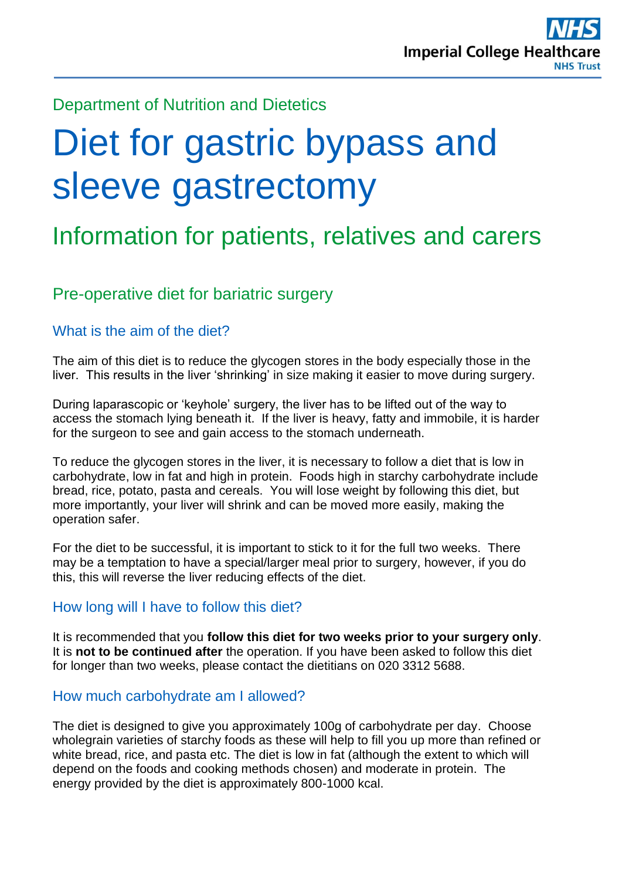Imperial College Healthcare NHS Trust

Department of Nutrition and Dietetics

# Diet for gastric bypass and sleeve gastrectomy

## Information for patients, relatives and carers

## Pre-operative diet for bariatric surgery

### What is the aim of the diet?

The aim of this diet is to reduce the glycogen stores in the body especially those in the liver. This results in the liver 'shrinking' in size making it easier to move during surgery.

During laparascopic or 'keyhole' surgery, the liver has to be lifted out of the way to access the stomach lying beneath it. If the liver is heavy, fatty and immobile, it is harder for the surgeon to see and gain access to the stomach underneath.

To reduce the glycogen stores in the liver, it is necessary to follow a diet that is low in carbohydrate, low in fat and high in protein. Foods high in starchy carbohydrate include bread, rice, potato, pasta and cereals. You will lose weight by following this diet, but more importantly, your liver will shrink and can be moved more easily, making the operation safer.

For the diet to be successful, it is important to stick to it for the full two weeks. There may be a temptation to have a special/larger meal prior to surgery, however, if you do this, this will reverse the liver reducing effects of the diet.

### How long will I have to follow this diet?

It is recommended that you **follow this diet for two weeks prior to your surgery only**. It is **not to be continued after** the operation. If you have been asked to follow this diet for longer than two weeks, please contact the dietitians on 020 3312 5688.

### How much carbohydrate am I allowed?

The diet is designed to give you approximately 100g of carbohydrate per day. Choose wholegrain varieties of starchy foods as these will help to fill you up more than refined or white bread, rice, and pasta etc. The diet is low in fat (although the extent to which will depend on the foods and cooking methods chosen) and moderate in protein. The energy provided by the diet is approximately 800-1000 kcal.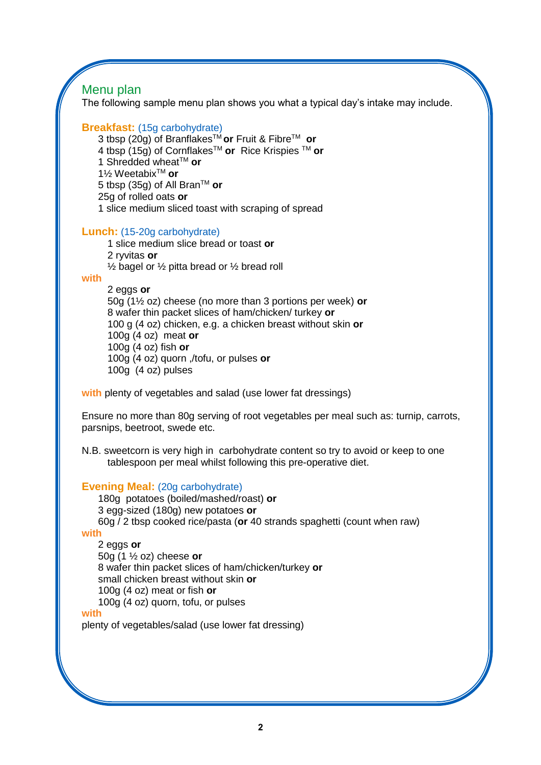## Menu plan

The following sample menu plan shows you what a typical day's intake may include.

**Breakfast:** (15g carbohydrate)

3 tbsp (20g) of Branflakes™ **or** Fruit & Fibre™ **or**
4 tbsp (15g) of Cornflakes™ **or** Rice Krispies ™ **or**
1 Shredded wheat™ **or**
1½ Weetabix™ **or**
5 tbsp (35g) of All Bran™ **or**
25g of rolled oats **or**
1 slice medium sliced toast with scraping of spread

**Lunch:** (15-20g carbohydrate)

1 slice medium slice bread or toast **or**
2 ryvitas **or**
½ bagel or ½ pitta bread or ½ bread roll

**with**

2 eggs **or**
50g (1½ oz) cheese (no more than 3 portions per week) **or**
8 wafer thin packet slices of ham/chicken/ turkey **or**
100 g (4 oz) chicken, e.g. a chicken breast without skin **or**
100g (4 oz) meat **or**
100g (4 oz) fish **or**
100g (4 oz) quorn ,/tofu, or pulses **or**
100g (4 oz) pulses

**with** plenty of vegetables and salad (use lower fat dressings)

Ensure no more than 80g serving of root vegetables per meal such as: turnip, carrots, parsnips, beetroot, swede etc.

N.B. sweetcorn is very high in carbohydrate content so try to avoid or keep to one tablespoon per meal whilst following this pre-operative diet.

**Evening Meal:** (20g carbohydrate)

180g potatoes (boiled/mashed/roast) **or**
3 egg-sized (180g) new potatoes **or**
60g / 2 tbsp cooked rice/pasta (**or** 40 strands spaghetti (count when raw)

**with**

2 eggs **or**
50g (1 ½ oz) cheese **or**
8 wafer thin packet slices of ham/chicken/turkey **or**
small chicken breast without skin **or**
100g (4 oz) meat or fish **or**
100g (4 oz) quorn, tofu, or pulses

**with**

plenty of vegetables/salad (use lower fat dressing)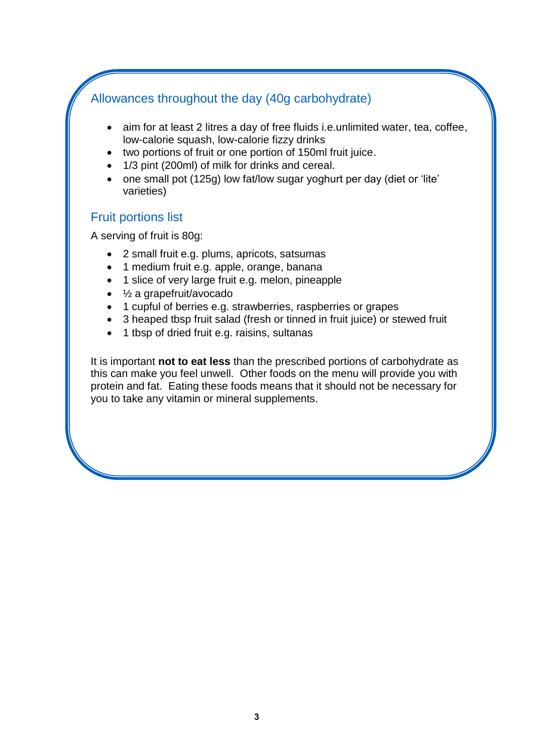## Allowances throughout the day (40g carbohydrate)

- aim for at least 2 litres a day of free fluids i.e.unlimited water, tea, coffee, low-calorie squash, low-calorie fizzy drinks
- two portions of fruit or one portion of 150ml fruit juice.
- 1/3 pint (200ml) of milk for drinks and cereal.
- one small pot (125g) low fat/low sugar yoghurt per day (diet or 'lite' varieties)

## Fruit portions list

A serving of fruit is 80g:

- 2 small fruit e.g. plums, apricots, satsumas
- 1 medium fruit e.g. apple, orange, banana
- 1 slice of very large fruit e.g. melon, pineapple
- ½ a grapefruit/avocado
- 1 cupful of berries e.g. strawberries, raspberries or grapes
- 3 heaped tbsp fruit salad (fresh or tinned in fruit juice) or stewed fruit
- 1 tbsp of dried fruit e.g. raisins, sultanas

It is important **not to eat less** than the prescribed portions of carbohydrate as this can make you feel unwell. Other foods on the menu will provide you with protein and fat. Eating these foods means that it should not be necessary for you to take any vitamin or mineral supplements.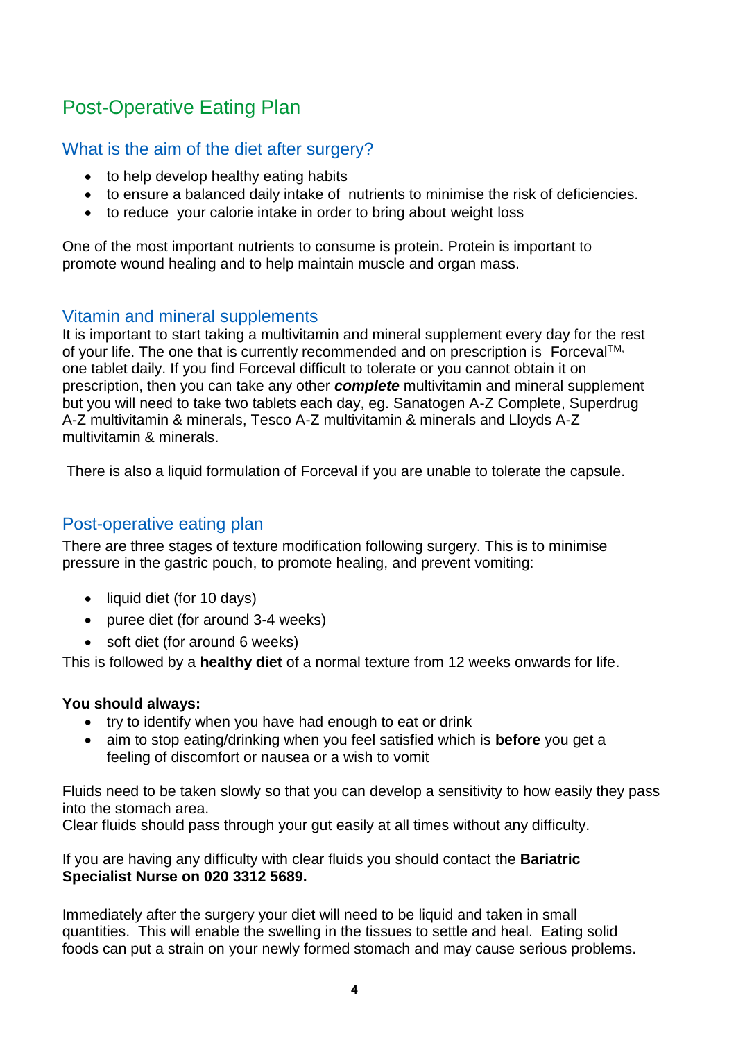# Post-Operative Eating Plan

## What is the aim of the diet after surgery?

- to help develop healthy eating habits
- to ensure a balanced daily intake of nutrients to minimise the risk of deficiencies.
- to reduce your calorie intake in order to bring about weight loss

One of the most important nutrients to consume is protein. Protein is important to promote wound healing and to help maintain muscle and organ mass.

## Vitamin and mineral supplements

It is important to start taking a multivitamin and mineral supplement every day for the rest of your life. The one that is currently recommended and on prescription is Forceval™, one tablet daily. If you find Forceval difficult to tolerate or you cannot obtain it on prescription, then you can take any other ***complete*** multivitamin and mineral supplement but you will need to take two tablets each day, eg. Sanatogen A-Z Complete, Superdrug A-Z multivitamin & minerals, Tesco A-Z multivitamin & minerals and Lloyds A-Z multivitamin & minerals.

There is also a liquid formulation of Forceval if you are unable to tolerate the capsule.

## Post-operative eating plan

There are three stages of texture modification following surgery. This is to minimise pressure in the gastric pouch, to promote healing, and prevent vomiting:

- liquid diet (for 10 days)
- puree diet (for around 3-4 weeks)
- soft diet (for around 6 weeks)

This is followed by a **healthy diet** of a normal texture from 12 weeks onwards for life.

**You should always:**

- try to identify when you have had enough to eat or drink
- aim to stop eating/drinking when you feel satisfied which is **before** you get a feeling of discomfort or nausea or a wish to vomit

Fluids need to be taken slowly so that you can develop a sensitivity to how easily they pass into the stomach area.
Clear fluids should pass through your gut easily at all times without any difficulty.

If you are having any difficulty with clear fluids you should contact the **Bariatric Specialist Nurse on 020 3312 5689.**

Immediately after the surgery your diet will need to be liquid and taken in small quantities. This will enable the swelling in the tissues to settle and heal. Eating solid foods can put a strain on your newly formed stomach and may cause serious problems.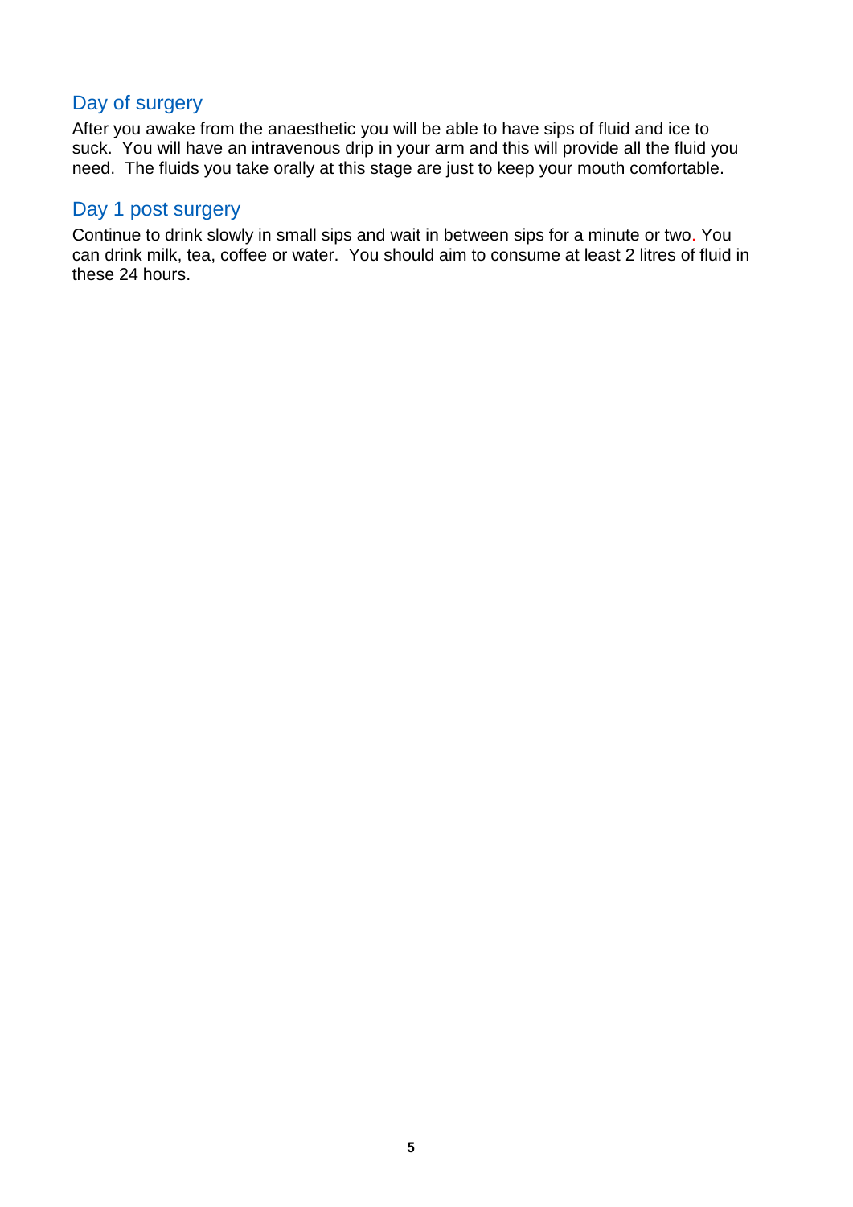## Day of surgery

After you awake from the anaesthetic you will be able to have sips of fluid and ice to suck. You will have an intravenous drip in your arm and this will provide all the fluid you need. The fluids you take orally at this stage are just to keep your mouth comfortable.

## Day 1 post surgery

Continue to drink slowly in small sips and wait in between sips for a minute or two. You can drink milk, tea, coffee or water. You should aim to consume at least 2 litres of fluid in these 24 hours.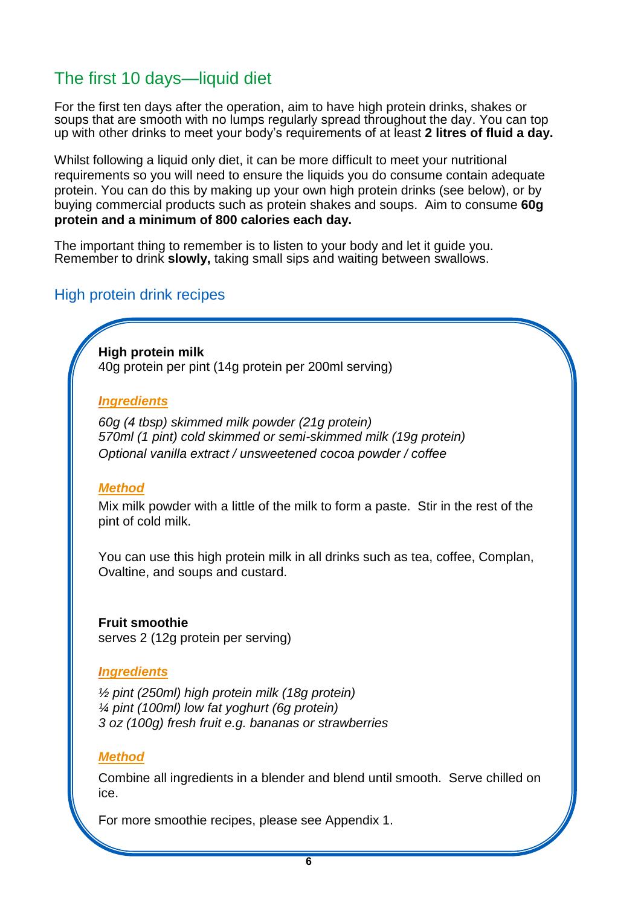## The first 10 days—liquid diet

For the first ten days after the operation, aim to have high protein drinks, shakes or soups that are smooth with no lumps regularly spread throughout the day. You can top up with other drinks to meet your body's requirements of at least **2 litres of fluid a day.**

Whilst following a liquid only diet, it can be more difficult to meet your nutritional requirements so you will need to ensure the liquids you do consume contain adequate protein. You can do this by making up your own high protein drinks (see below), or by buying commercial products such as protein shakes and soups. Aim to consume **60g protein and a minimum of 800 calories each day.**

The important thing to remember is to listen to your body and let it guide you. Remember to drink **slowly,** taking small sips and waiting between swallows.

### High protein drink recipes

**High protein milk**
40g protein per pint (14g protein per 200ml serving)

***Ingredients***

*60g (4 tbsp) skimmed milk powder (21g protein)*
*570ml (1 pint) cold skimmed or semi-skimmed milk (19g protein)*
*Optional vanilla extract / unsweetened cocoa powder / coffee*

***Method***

Mix milk powder with a little of the milk to form a paste. Stir in the rest of the pint of cold milk.

You can use this high protein milk in all drinks such as tea, coffee, Complan, Ovaltine, and soups and custard.

**Fruit smoothie**
serves 2 (12g protein per serving)

***Ingredients***

*½ pint (250ml) high protein milk (18g protein)*
*¼ pint (100ml) low fat yoghurt (6g protein)*
*3 oz (100g) fresh fruit e.g. bananas or strawberries*

***Method***

Combine all ingredients in a blender and blend until smooth. Serve chilled on ice.

For more smoothie recipes, please see Appendix 1.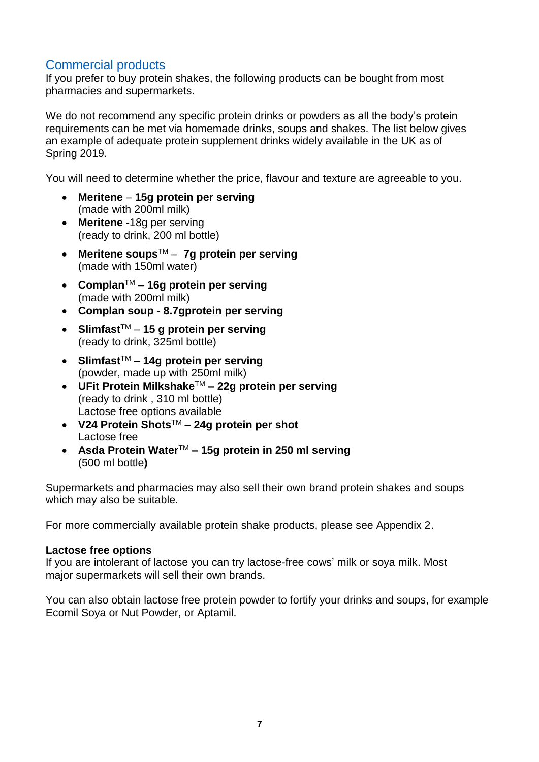## Commercial products

If you prefer to buy protein shakes, the following products can be bought from most pharmacies and supermarkets.

We do not recommend any specific protein drinks or powders as all the body's protein requirements can be met via homemade drinks, soups and shakes. The list below gives an example of adequate protein supplement drinks widely available in the UK as of Spring 2019.

You will need to determine whether the price, flavour and texture are agreeable to you.

- **Meritene – 15g protein per serving**
  (made with 200ml milk)
- **Meritene** -18g per serving
  (ready to drink, 200 ml bottle)
- **Meritene soups**™ – **7g protein per serving**
  (made with 150ml water)
- **Complan**™ – **16g protein per serving**
  (made with 200ml milk)
- **Complan soup** - **8.7gprotein per serving**
- **Slimfast**™ – **15 g protein per serving**
  (ready to drink, 325ml bottle)
- **Slimfast**™ – **14g protein per serving**
  (powder, made up with 250ml milk)
- **UFit Protein Milkshake**™ **– 22g protein per serving**
  (ready to drink , 310 ml bottle)
  Lactose free options available
- **V24 Protein Shots**™ **– 24g protein per shot**
  Lactose free
- **Asda Protein Water**™ **– 15g protein in 250 ml serving**
  (500 ml bottle**)**

Supermarkets and pharmacies may also sell their own brand protein shakes and soups which may also be suitable.

For more commercially available protein shake products, please see Appendix 2.

**Lactose free options**

If you are intolerant of lactose you can try lactose-free cows' milk or soya milk. Most major supermarkets will sell their own brands.

You can also obtain lactose free protein powder to fortify your drinks and soups, for example Ecomil Soya or Nut Powder, or Aptamil.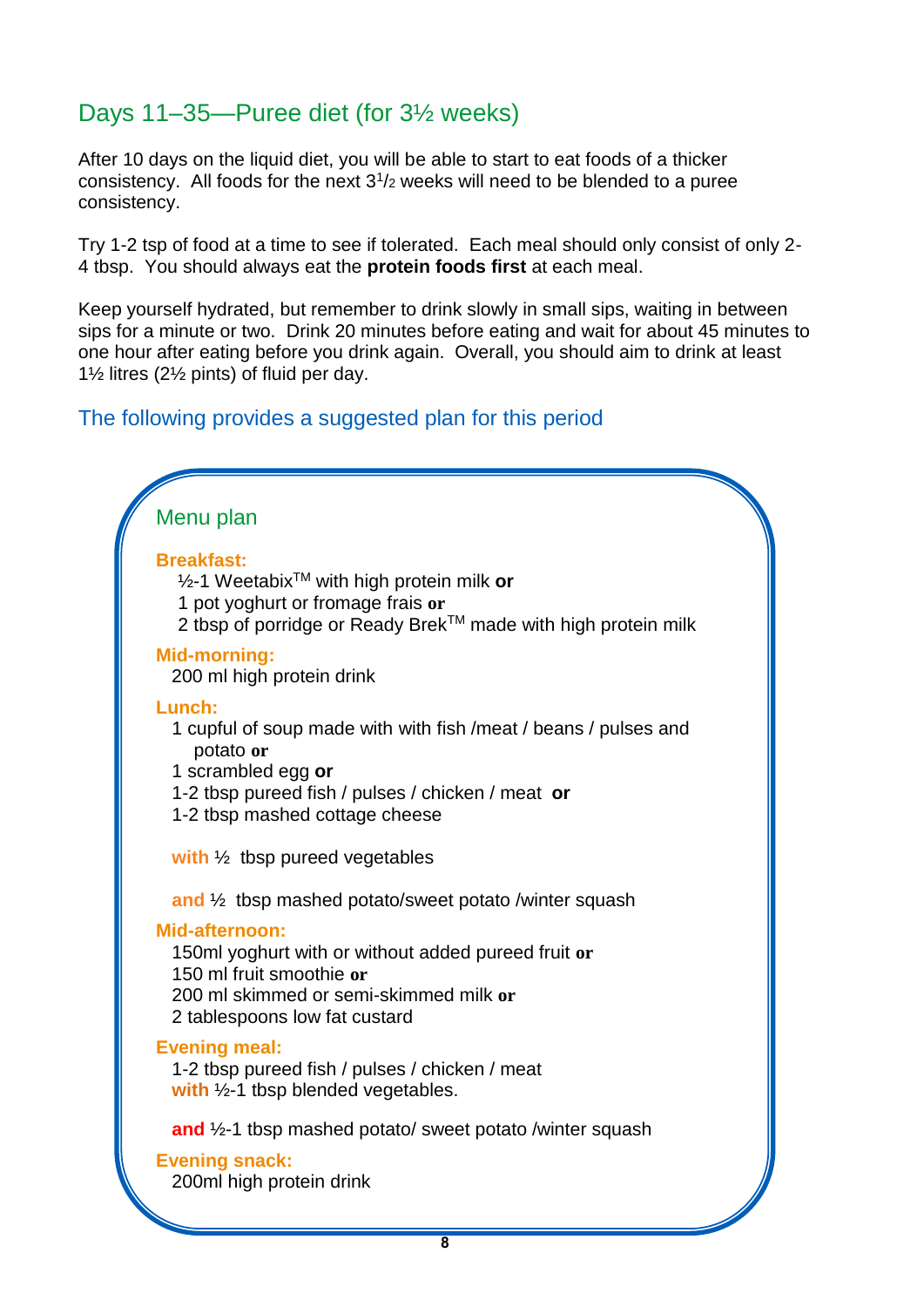## Days 11–35—Puree diet (for 3½ weeks)

After 10 days on the liquid diet, you will be able to start to eat foods of a thicker consistency. All foods for the next 3½ weeks will need to be blended to a puree consistency.

Try 1-2 tsp of food at a time to see if tolerated. Each meal should only consist of only 2-4 tbsp. You should always eat the **protein foods first** at each meal.

Keep yourself hydrated, but remember to drink slowly in small sips, waiting in between sips for a minute or two. Drink 20 minutes before eating and wait for about 45 minutes to one hour after eating before you drink again. Overall, you should aim to drink at least 1½ litres (2½ pints) of fluid per day.

### The following provides a suggested plan for this period

#### Menu plan

**Breakfast:**

½-1 Weetabix™ with high protein milk **or**
1 pot yoghurt or fromage frais **or**
2 tbsp of porridge or Ready Brek™ made with high protein milk

**Mid-morning:**

200 ml high protein drink

**Lunch:**

1 cupful of soup made with with fish /meat / beans / pulses and potato **or**
1 scrambled egg **or**
1-2 tbsp pureed fish / pulses / chicken / meat **or**
1-2 tbsp mashed cottage cheese

**with** ½ tbsp pureed vegetables

**and** ½ tbsp mashed potato/sweet potato /winter squash

**Mid-afternoon:**

150ml yoghurt with or without added pureed fruit **or**
150 ml fruit smoothie **or**
200 ml skimmed or semi-skimmed milk **or**
2 tablespoons low fat custard

**Evening meal:**

1-2 tbsp pureed fish / pulses / chicken / meat
**with** ½-1 tbsp blended vegetables.

**and** ½-1 tbsp mashed potato/ sweet potato /winter squash

**Evening snack:**

200ml high protein drink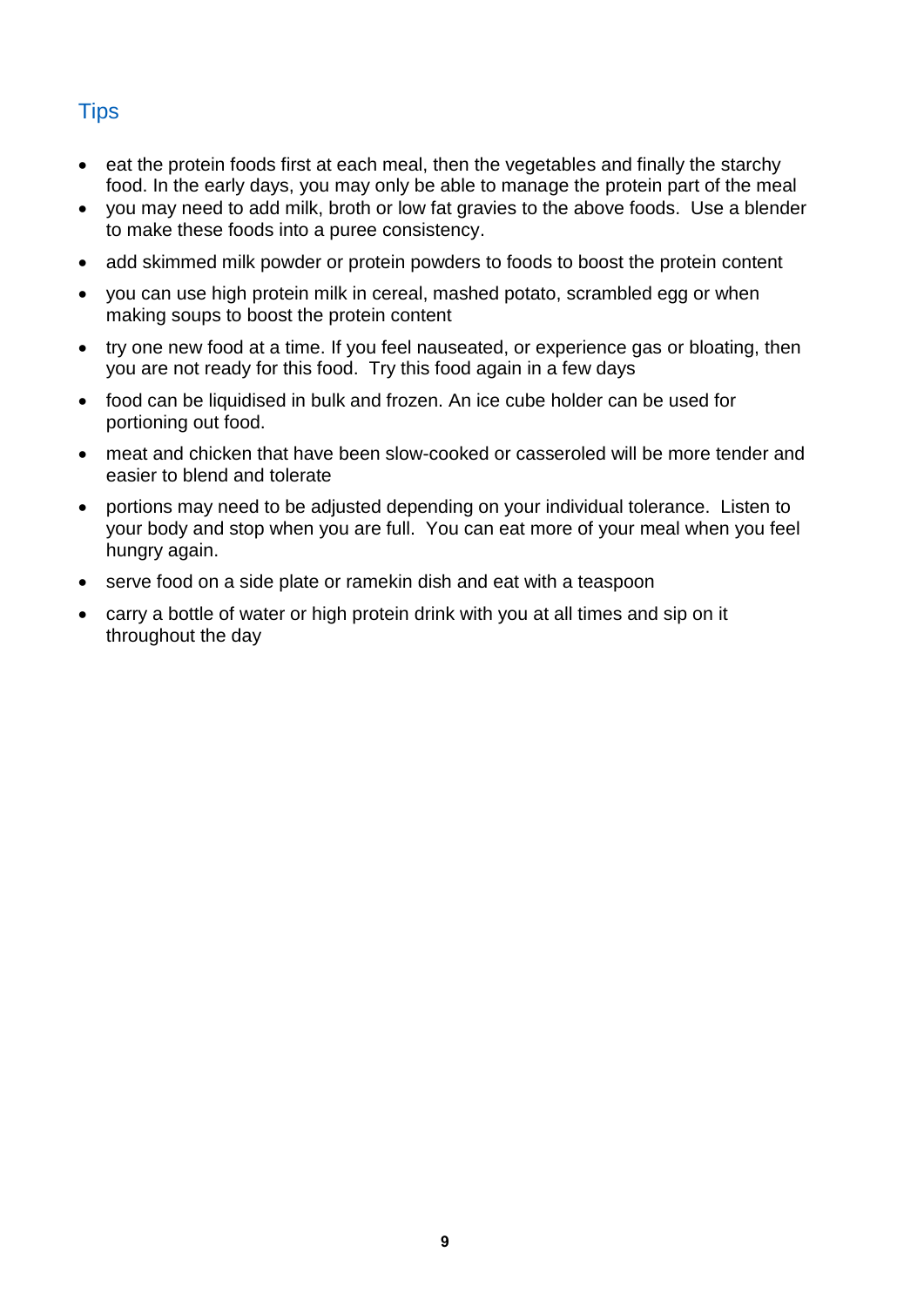## Tips

- eat the protein foods first at each meal, then the vegetables and finally the starchy food. In the early days, you may only be able to manage the protein part of the meal
- you may need to add milk, broth or low fat gravies to the above foods. Use a blender to make these foods into a puree consistency.
- add skimmed milk powder or protein powders to foods to boost the protein content
- you can use high protein milk in cereal, mashed potato, scrambled egg or when making soups to boost the protein content
- try one new food at a time. If you feel nauseated, or experience gas or bloating, then you are not ready for this food. Try this food again in a few days
- food can be liquidised in bulk and frozen. An ice cube holder can be used for portioning out food.
- meat and chicken that have been slow-cooked or casseroled will be more tender and easier to blend and tolerate
- portions may need to be adjusted depending on your individual tolerance. Listen to your body and stop when you are full. You can eat more of your meal when you feel hungry again.
- serve food on a side plate or ramekin dish and eat with a teaspoon
- carry a bottle of water or high protein drink with you at all times and sip on it throughout the day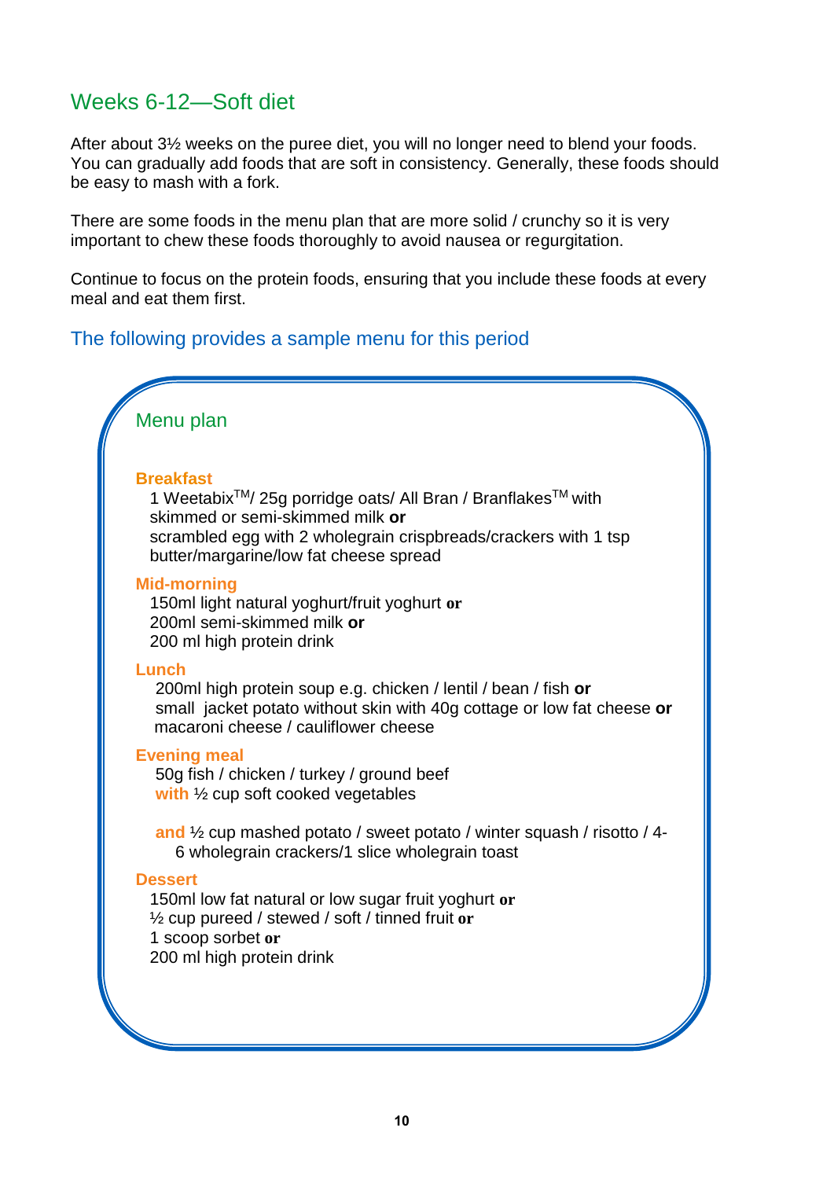## Weeks 6-12—Soft diet

After about 3½ weeks on the puree diet, you will no longer need to blend your foods. You can gradually add foods that are soft in consistency. Generally, these foods should be easy to mash with a fork.

There are some foods in the menu plan that are more solid / crunchy so it is very important to chew these foods thoroughly to avoid nausea or regurgitation.

Continue to focus on the protein foods, ensuring that you include these foods at every meal and eat them first.

### The following provides a sample menu for this period

#### Menu plan

**Breakfast**

1 Weetabix™/ 25g porridge oats/ All Bran / Branflakes™ with skimmed or semi-skimmed milk **or**
scrambled egg with 2 wholegrain crispbreads/crackers with 1 tsp butter/margarine/low fat cheese spread

**Mid-morning**

150ml light natural yoghurt/fruit yoghurt **or**
200ml semi-skimmed milk **or**
200 ml high protein drink

**Lunch**

200ml high protein soup e.g. chicken / lentil / bean / fish **or**
small jacket potato without skin with 40g cottage or low fat cheese **or**
macaroni cheese / cauliflower cheese

**Evening meal**

50g fish / chicken / turkey / ground beef
**with** ½ cup soft cooked vegetables

**and** ½ cup mashed potato / sweet potato / winter squash / risotto / 4-6 wholegrain crackers/1 slice wholegrain toast

**Dessert**

150ml low fat natural or low sugar fruit yoghurt **or**
½ cup pureed / stewed / soft / tinned fruit **or**
1 scoop sorbet **or**
200 ml high protein drink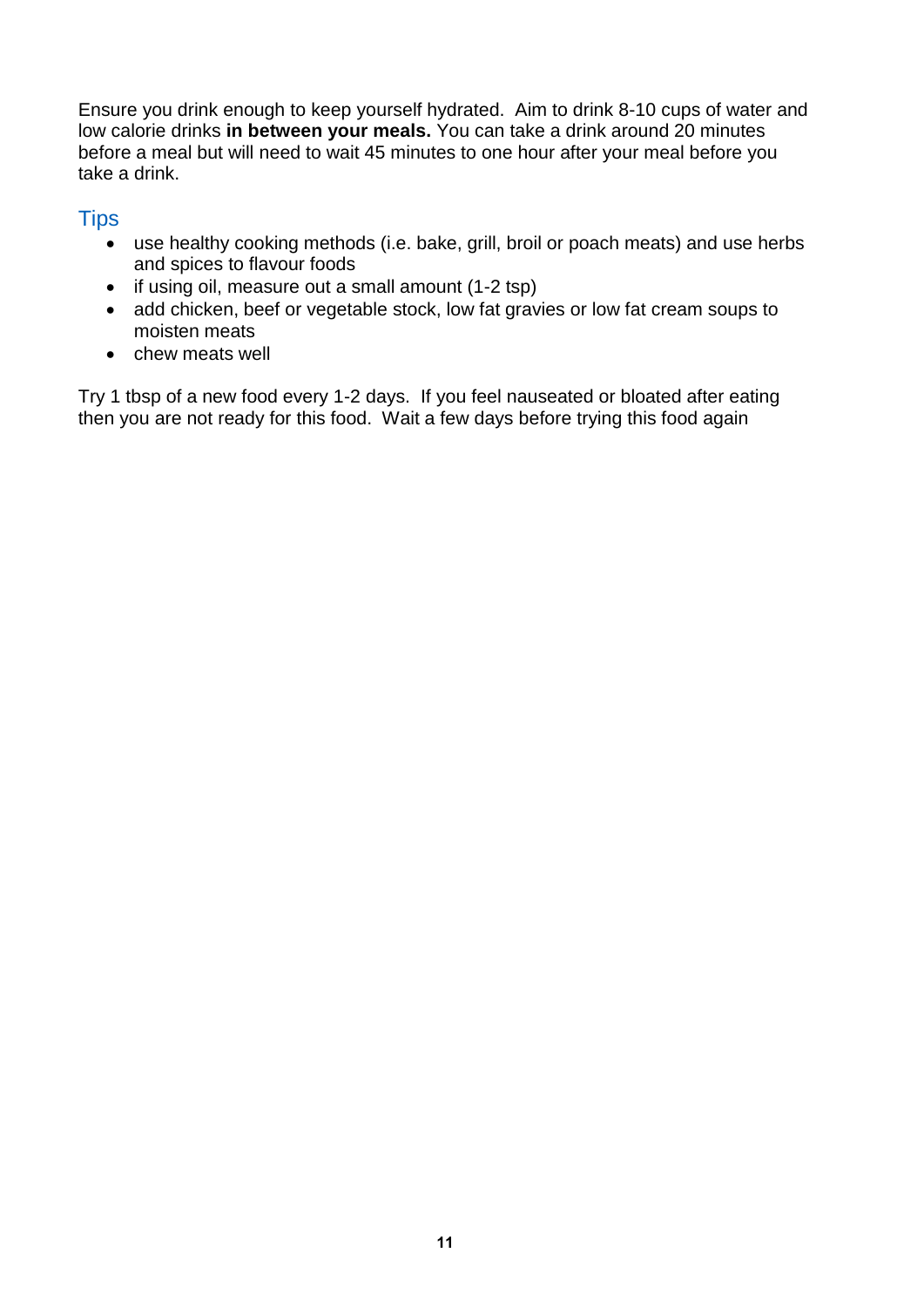Ensure you drink enough to keep yourself hydrated.  Aim to drink 8-10 cups of water and low calorie drinks **in between your meals.** You can take a drink around 20 minutes before a meal but will need to wait 45 minutes to one hour after your meal before you take a drink.

## Tips

- use healthy cooking methods (i.e. bake, grill, broil or poach meats) and use herbs and spices to flavour foods
- if using oil, measure out a small amount (1-2 tsp)
- add chicken, beef or vegetable stock, low fat gravies or low fat cream soups to moisten meats
- chew meats well

Try 1 tbsp of a new food every 1-2 days.  If you feel nauseated or bloated after eating then you are not ready for this food.  Wait a few days before trying this food again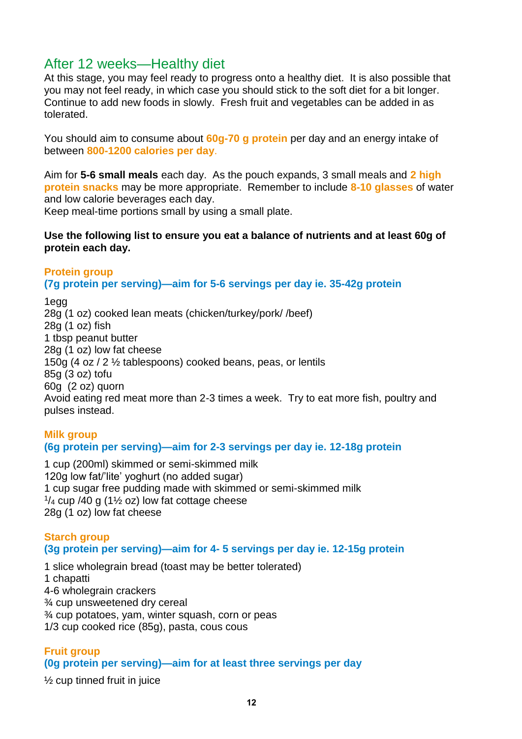## After 12 weeks—Healthy diet

At this stage, you may feel ready to progress onto a healthy diet. It is also possible that you may not feel ready, in which case you should stick to the soft diet for a bit longer. Continue to add new foods in slowly. Fresh fruit and vegetables can be added in as tolerated.

You should aim to consume about **60g-70 g protein** per day and an energy intake of between **800-1200 calories per day**.

Aim for **5-6 small meals** each day. As the pouch expands, 3 small meals and **2 high protein snacks** may be more appropriate. Remember to include **8-10 glasses** of water and low calorie beverages each day.
Keep meal-time portions small by using a small plate.

**Use the following list to ensure you eat a balance of nutrients and at least 60g of protein each day.**

### Protein group

**(7g protein per serving)—aim for 5-6 servings per day ie. 35-42g protein**

1egg
28g (1 oz) cooked lean meats (chicken/turkey/pork/ /beef)
28g (1 oz) fish
1 tbsp peanut butter
28g (1 oz) low fat cheese
150g (4 oz / 2 ½ tablespoons) cooked beans, peas, or lentils
85g (3 oz) tofu
60g (2 oz) quorn
Avoid eating red meat more than 2-3 times a week. Try to eat more fish, poultry and pulses instead.

### Milk group

**(6g protein per serving)—aim for 2-3 servings per day ie. 12-18g protein**

1 cup (200ml) skimmed or semi-skimmed milk
120g low fat/'lite' yoghurt (no added sugar)
1 cup sugar free pudding made with skimmed or semi-skimmed milk
¼ cup /40 g (1½ oz) low fat cottage cheese
28g (1 oz) low fat cheese

### Starch group

**(3g protein per serving)—aim for 4- 5 servings per day ie. 12-15g protein**

1 slice wholegrain bread (toast may be better tolerated)
1 chapatti
4-6 wholegrain crackers
¾ cup unsweetened dry cereal
¾ cup potatoes, yam, winter squash, corn or peas
1/3 cup cooked rice (85g), pasta, cous cous

### Fruit group

**(0g protein per serving)—aim for at least three servings per day**

½ cup tinned fruit in juice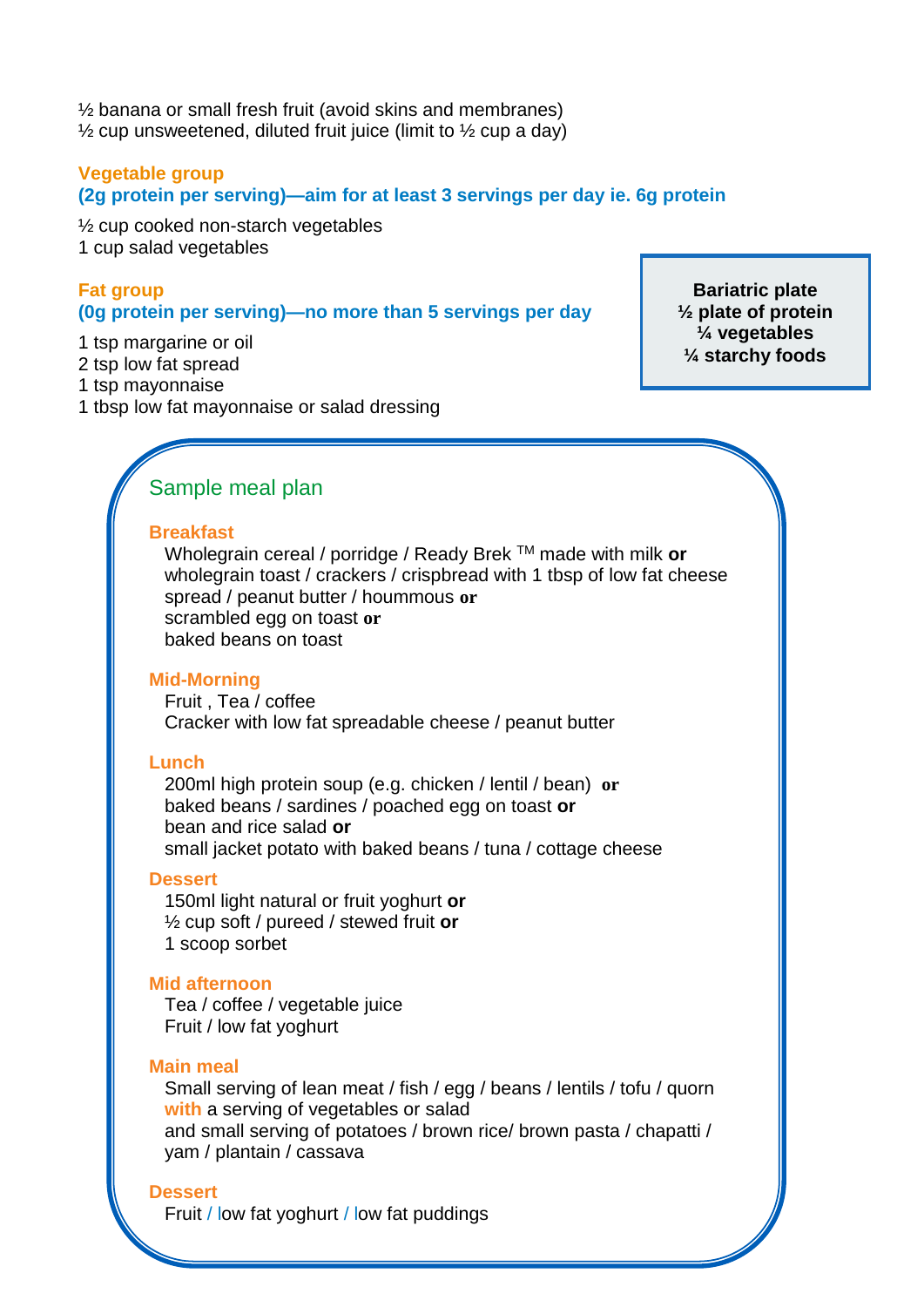½ banana or small fresh fruit (avoid skins and membranes)
½ cup unsweetened, diluted fruit juice (limit to ½ cup a day)

### Vegetable group
**(2g protein per serving)—aim for at least 3 servings per day ie. 6g protein**

½ cup cooked non-starch vegetables
1 cup salad vegetables

### Fat group
**(0g protein per serving)—no more than 5 servings per day**

1 tsp margarine or oil
2 tsp low fat spread
1 tsp mayonnaise
1 tbsp low fat mayonnaise or salad dressing

**Bariatric plate**
**½ plate of protein**
**¼ vegetables**
**¼ starchy foods**

## Sample meal plan

### Breakfast
Wholegrain cereal / porridge / Ready Brek ™ made with milk **or**
wholegrain toast / crackers / crispbread with 1 tbsp of low fat cheese spread / peanut butter / hoummous **or**
scrambled egg on toast **or**
baked beans on toast

### Mid-Morning
Fruit , Tea / coffee
Cracker with low fat spreadable cheese / peanut butter

### Lunch
200ml high protein soup (e.g. chicken / lentil / bean) **or**
baked beans / sardines / poached egg on toast **or**
bean and rice salad **or**
small jacket potato with baked beans / tuna / cottage cheese

### Dessert
150ml light natural or fruit yoghurt **or**
½ cup soft / pureed / stewed fruit **or**
1 scoop sorbet

### Mid afternoon
Tea / coffee / vegetable juice
Fruit / low fat yoghurt

### Main meal
Small serving of lean meat / fish / egg / beans / lentils / tofu / quorn
with a serving of vegetables or salad
and small serving of potatoes / brown rice/ brown pasta / chapatti / yam / plantain / cassava

### Dessert
Fruit / low fat yoghurt / low fat puddings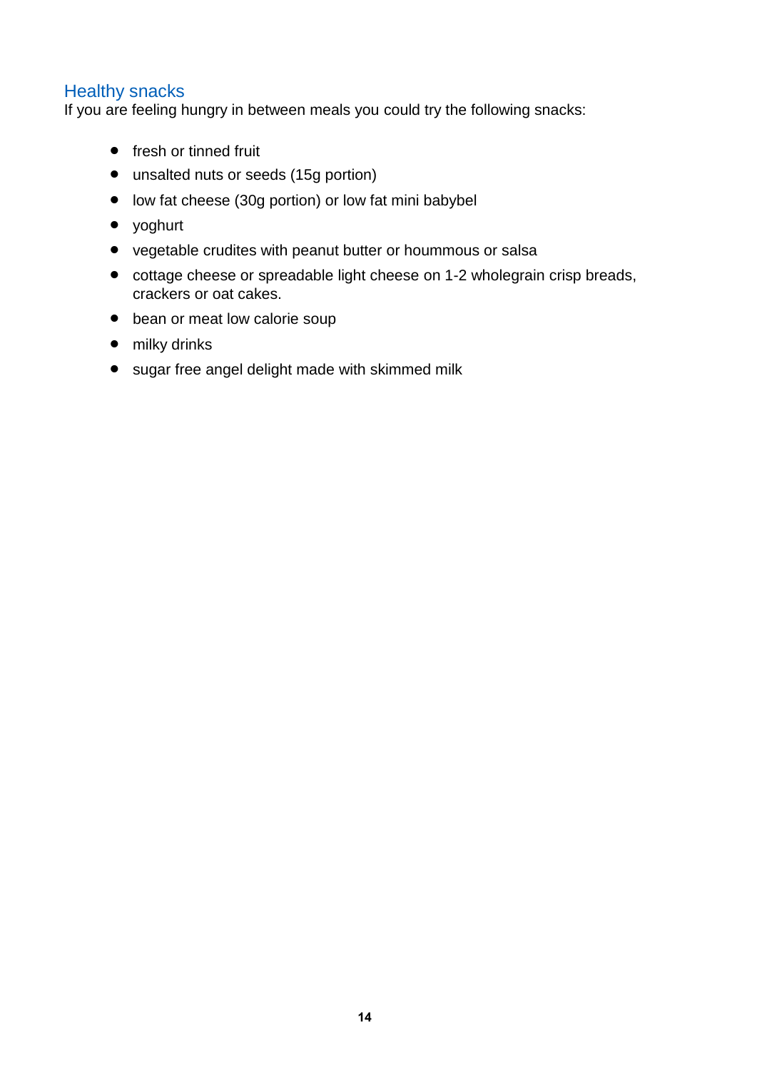## Healthy snacks

If you are feeling hungry in between meals you could try the following snacks:

- fresh or tinned fruit
- unsalted nuts or seeds (15g portion)
- low fat cheese (30g portion) or low fat mini babybel
- yoghurt
- vegetable crudites with peanut butter or hoummous or salsa
- cottage cheese or spreadable light cheese on 1-2 wholegrain crisp breads, crackers or oat cakes.
- bean or meat low calorie soup
- milky drinks
- sugar free angel delight made with skimmed milk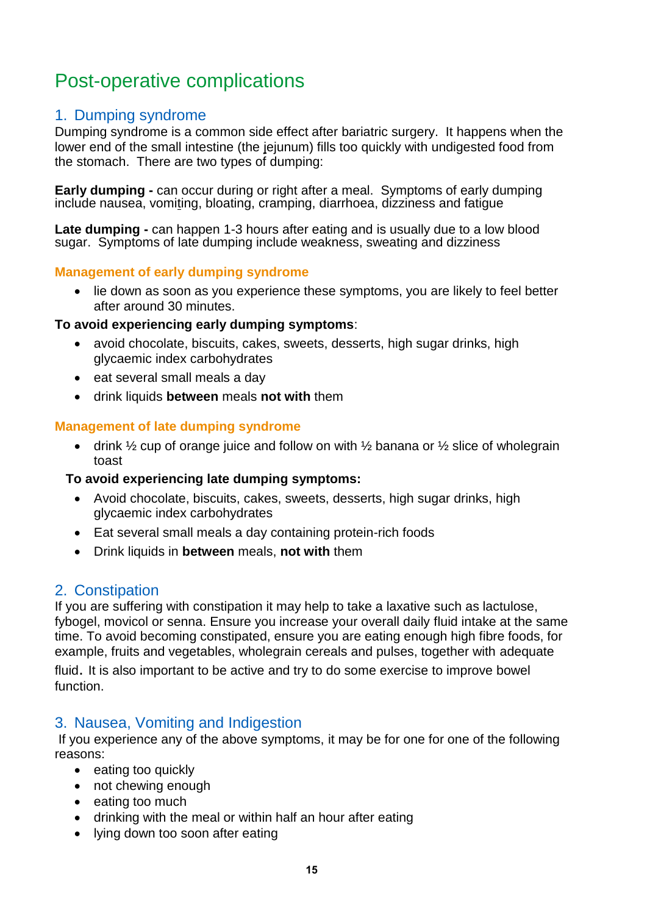# Post-operative complications

## 1. Dumping syndrome

Dumping syndrome is a common side effect after bariatric surgery. It happens when the lower end of the small intestine (the jejunum) fills too quickly with undigested food from the stomach. There are two types of dumping:

**Early dumping -** can occur during or right after a meal. Symptoms of early dumping include nausea, vomiting, bloating, cramping, diarrhoea, dizziness and fatigue

**Late dumping -** can happen 1-3 hours after eating and is usually due to a low blood sugar. Symptoms of late dumping include weakness, sweating and dizziness

### Management of early dumping syndrome

- lie down as soon as you experience these symptoms, you are likely to feel better after around 30 minutes.

**To avoid experiencing early dumping symptoms**:

- avoid chocolate, biscuits, cakes, sweets, desserts, high sugar drinks, high glycaemic index carbohydrates
- eat several small meals a day
- drink liquids **between** meals **not with** them

### Management of late dumping syndrome

- drink ½ cup of orange juice and follow on with ½ banana or ½ slice of wholegrain toast

**To avoid experiencing late dumping symptoms:**

- Avoid chocolate, biscuits, cakes, sweets, desserts, high sugar drinks, high glycaemic index carbohydrates
- Eat several small meals a day containing protein-rich foods
- Drink liquids in **between** meals, **not with** them

## 2. Constipation

If you are suffering with constipation it may help to take a laxative such as lactulose, fybogel, movicol or senna. Ensure you increase your overall daily fluid intake at the same time. To avoid becoming constipated, ensure you are eating enough high fibre foods, for example, fruits and vegetables, wholegrain cereals and pulses, together with adequate fluid. It is also important to be active and try to do some exercise to improve bowel function.

## 3. Nausea, Vomiting and Indigestion

If you experience any of the above symptoms, it may be for one for one of the following reasons:

- eating too quickly
- not chewing enough
- eating too much
- drinking with the meal or within half an hour after eating
- lying down too soon after eating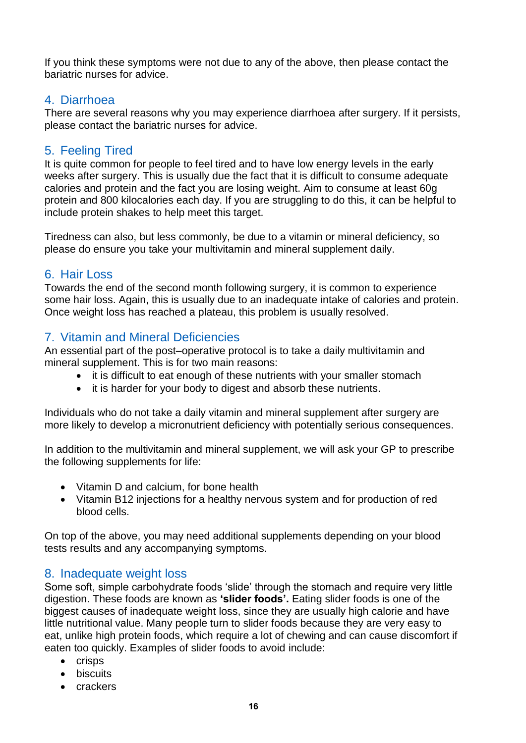If you think these symptoms were not due to any of the above, then please contact the bariatric nurses for advice.

## 4. Diarrhoea

There are several reasons why you may experience diarrhoea after surgery. If it persists, please contact the bariatric nurses for advice.

## 5. Feeling Tired

It is quite common for people to feel tired and to have low energy levels in the early weeks after surgery. This is usually due the fact that it is difficult to consume adequate calories and protein and the fact you are losing weight. Aim to consume at least 60g protein and 800 kilocalories each day. If you are struggling to do this, it can be helpful to include protein shakes to help meet this target.

Tiredness can also, but less commonly, be due to a vitamin or mineral deficiency, so please do ensure you take your multivitamin and mineral supplement daily.

## 6. Hair Loss

Towards the end of the second month following surgery, it is common to experience some hair loss. Again, this is usually due to an inadequate intake of calories and protein. Once weight loss has reached a plateau, this problem is usually resolved.

## 7. Vitamin and Mineral Deficiencies

An essential part of the post–operative protocol is to take a daily multivitamin and mineral supplement. This is for two main reasons:

- it is difficult to eat enough of these nutrients with your smaller stomach
- it is harder for your body to digest and absorb these nutrients.

Individuals who do not take a daily vitamin and mineral supplement after surgery are more likely to develop a micronutrient deficiency with potentially serious consequences.

In addition to the multivitamin and mineral supplement, we will ask your GP to prescribe the following supplements for life:

- Vitamin D and calcium, for bone health
- Vitamin B12 injections for a healthy nervous system and for production of red blood cells.

On top of the above, you may need additional supplements depending on your blood tests results and any accompanying symptoms.

## 8. Inadequate weight loss

Some soft, simple carbohydrate foods 'slide' through the stomach and require very little digestion. These foods are known as **'slider foods'.** Eating slider foods is one of the biggest causes of inadequate weight loss, since they are usually high calorie and have little nutritional value. Many people turn to slider foods because they are very easy to eat, unlike high protein foods, which require a lot of chewing and can cause discomfort if eaten too quickly. Examples of slider foods to avoid include:

- crisps
- biscuits
- crackers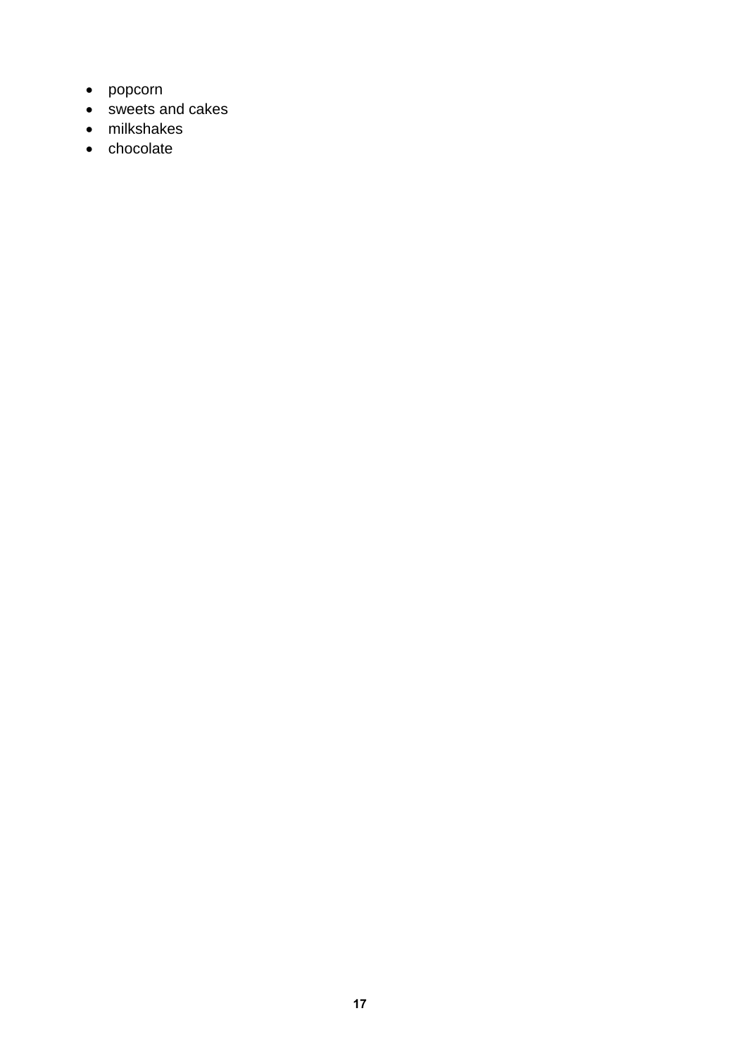- popcorn
- sweets and cakes
- milkshakes
- chocolate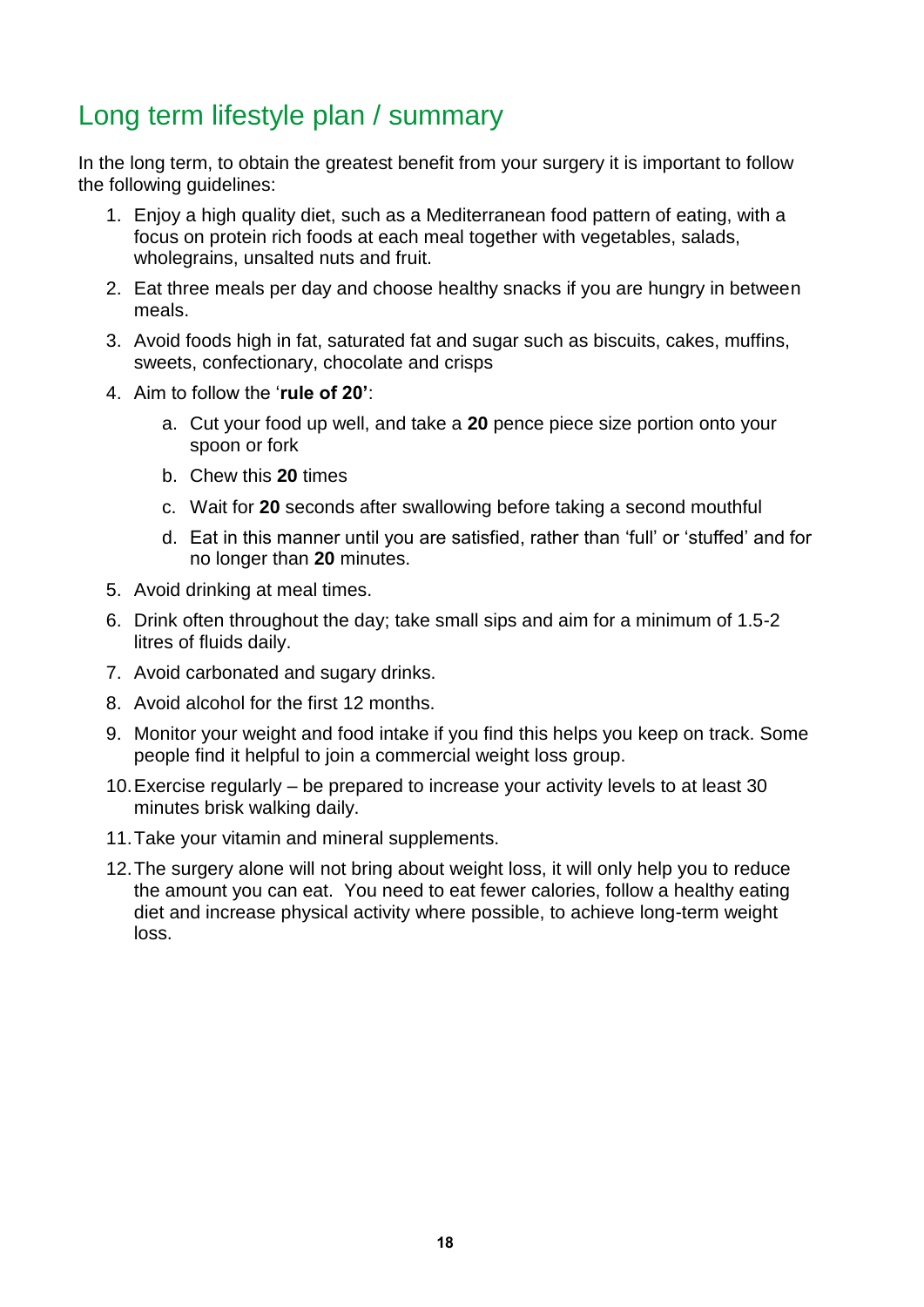## Long term lifestyle plan / summary

In the long term, to obtain the greatest benefit from your surgery it is important to follow the following guidelines:

1. Enjoy a high quality diet, such as a Mediterranean food pattern of eating, with a focus on protein rich foods at each meal together with vegetables, salads, wholegrains, unsalted nuts and fruit.
2. Eat three meals per day and choose healthy snacks if you are hungry in between meals.
3. Avoid foods high in fat, saturated fat and sugar such as biscuits, cakes, muffins, sweets, confectionary, chocolate and crisps
4. Aim to follow the '**rule of 20'**:
    a. Cut your food up well, and take a **20** pence piece size portion onto your spoon or fork
    b. Chew this **20** times
    c. Wait for **20** seconds after swallowing before taking a second mouthful
    d. Eat in this manner until you are satisfied, rather than 'full' or 'stuffed' and for no longer than **20** minutes.
5. Avoid drinking at meal times.
6. Drink often throughout the day; take small sips and aim for a minimum of 1.5-2 litres of fluids daily.
7. Avoid carbonated and sugary drinks.
8. Avoid alcohol for the first 12 months.
9. Monitor your weight and food intake if you find this helps you keep on track. Some people find it helpful to join a commercial weight loss group.
10. Exercise regularly – be prepared to increase your activity levels to at least 30 minutes brisk walking daily.
11. Take your vitamin and mineral supplements.
12. The surgery alone will not bring about weight loss, it will only help you to reduce the amount you can eat. You need to eat fewer calories, follow a healthy eating diet and increase physical activity where possible, to achieve long-term weight loss.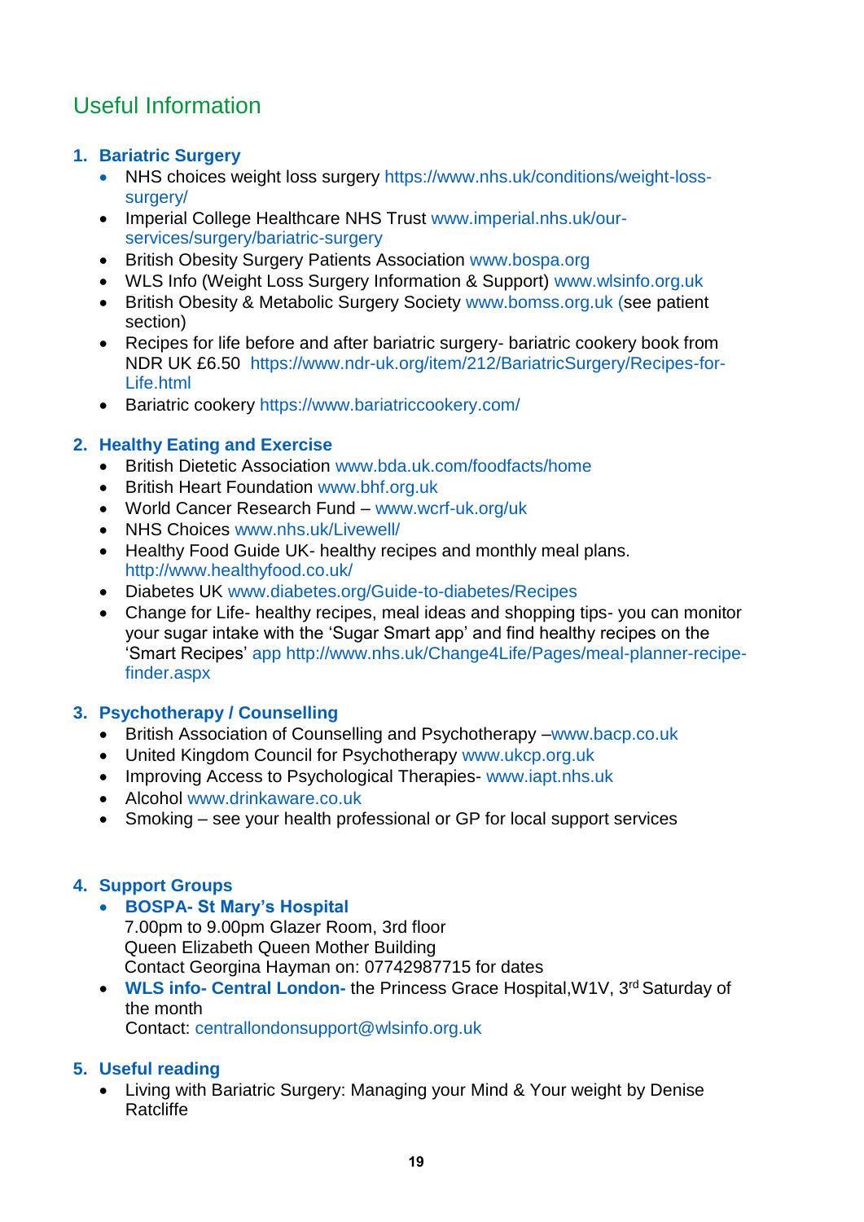# Useful Information

## 1. Bariatric Surgery

- NHS choices weight loss surgery https://www.nhs.uk/conditions/weight-loss-surgery/
- Imperial College Healthcare NHS Trust www.imperial.nhs.uk/our-services/surgery/bariatric-surgery
- British Obesity Surgery Patients Association www.bospa.org
- WLS Info (Weight Loss Surgery Information & Support) www.wlsinfo.org.uk
- British Obesity & Metabolic Surgery Society www.bomss.org.uk (see patient section)
- Recipes for life before and after bariatric surgery- bariatric cookery book from NDR UK £6.50 https://www.ndr-uk.org/item/212/BariatricSurgery/Recipes-for-Life.html
- Bariatric cookery https://www.bariatriccookery.com/

## 2. Healthy Eating and Exercise

- British Dietetic Association www.bda.uk.com/foodfacts/home
- British Heart Foundation www.bhf.org.uk
- World Cancer Research Fund – www.wcrf-uk.org/uk
- NHS Choices www.nhs.uk/Livewell/
- Healthy Food Guide UK- healthy recipes and monthly meal plans. http://www.healthyfood.co.uk/
- Diabetes UK www.diabetes.org/Guide-to-diabetes/Recipes
- Change for Life- healthy recipes, meal ideas and shopping tips- you can monitor your sugar intake with the 'Sugar Smart app' and find healthy recipes on the 'Smart Recipes' app http://www.nhs.uk/Change4Life/Pages/meal-planner-recipe-finder.aspx

## 3. Psychotherapy / Counselling

- British Association of Counselling and Psychotherapy –www.bacp.co.uk
- United Kingdom Council for Psychotherapy www.ukcp.org.uk
- Improving Access to Psychological Therapies- www.iapt.nhs.uk
- Alcohol www.drinkaware.co.uk
- Smoking – see your health professional or GP for local support services

## 4. Support Groups

- **BOSPA- St Mary's Hospital**
  7.00pm to 9.00pm Glazer Room, 3rd floor
  Queen Elizabeth Queen Mother Building
  Contact Georgina Hayman on: 07742987715 for dates
- **WLS info- Central London-** the Princess Grace Hospital,W1V, 3rd Saturday of the month
  Contact: centrallondonsupport@wlsinfo.org.uk

## 5. Useful reading

- Living with Bariatric Surgery: Managing your Mind & Your weight by Denise Ratcliffe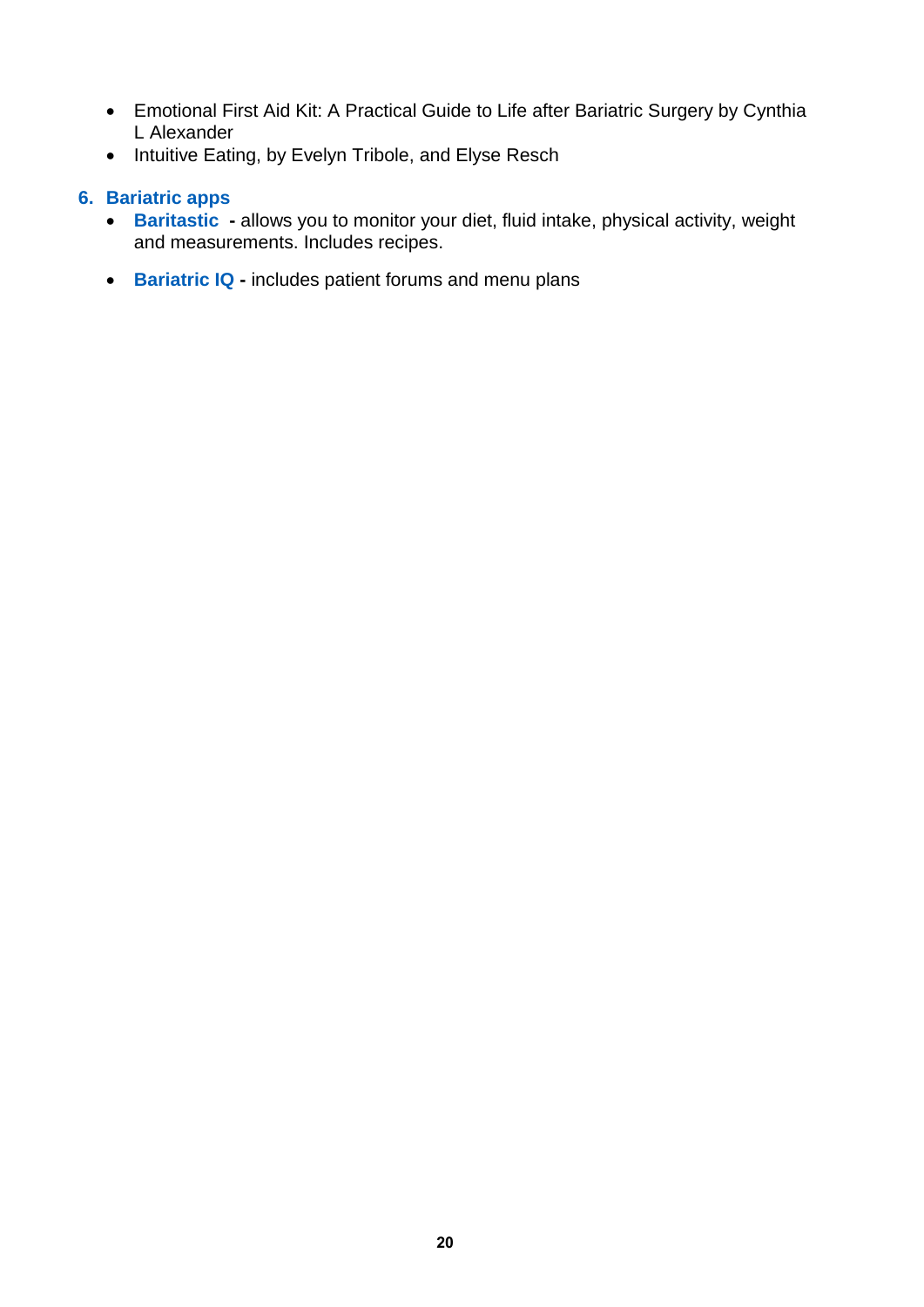- Emotional First Aid Kit: A Practical Guide to Life after Bariatric Surgery by Cynthia L Alexander
- Intuitive Eating, by Evelyn Tribole, and Elyse Resch

## 6. Bariatric apps

- **Baritastic** **-** allows you to monitor your diet, fluid intake, physical activity, weight and measurements. Includes recipes.
- **Bariatric IQ** **-** includes patient forums and menu plans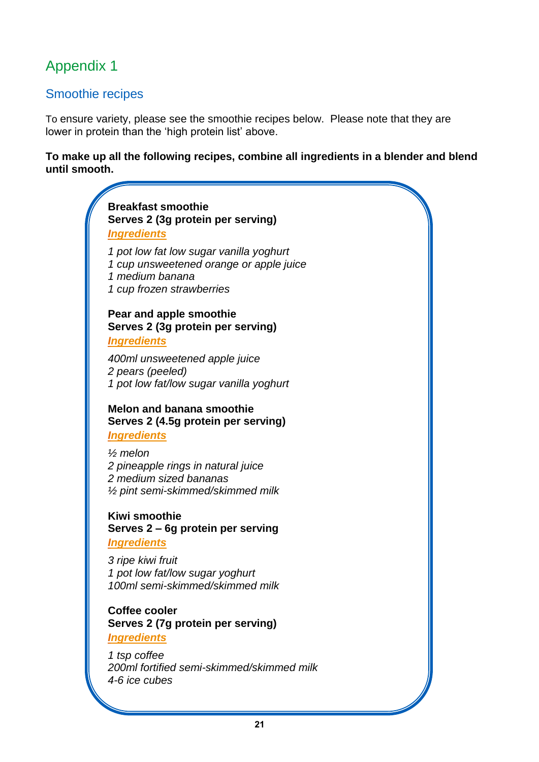# Appendix 1

## Smoothie recipes

To ensure variety, please see the smoothie recipes below. Please note that they are lower in protein than the 'high protein list' above.

**To make up all the following recipes, combine all ingredients in a blender and blend until smooth.**

**Breakfast smoothie**
**Serves 2 (3g protein per serving)**

***Ingredients***

*1 pot low fat low sugar vanilla yoghurt*
*1 cup unsweetened orange or apple juice*
*1 medium banana*
*1 cup frozen strawberries*

**Pear and apple smoothie**
**Serves 2 (3g protein per serving)**

***Ingredients***

*400ml unsweetened apple juice*
*2 pears (peeled)*
*1 pot low fat/low sugar vanilla yoghurt*

**Melon and banana smoothie**
**Serves 2 (4.5g protein per serving)**

***Ingredients***

*½ melon*
*2 pineapple rings in natural juice*
*2 medium sized bananas*
*½ pint semi-skimmed/skimmed milk*

**Kiwi smoothie**
**Serves 2 – 6g protein per serving**

***Ingredients***

*3 ripe kiwi fruit*
*1 pot low fat/low sugar yoghurt*
*100ml semi-skimmed/skimmed milk*

**Coffee cooler**
**Serves 2 (7g protein per serving)**

***Ingredients***

*1 tsp coffee*
*200ml fortified semi-skimmed/skimmed milk*
*4-6 ice cubes*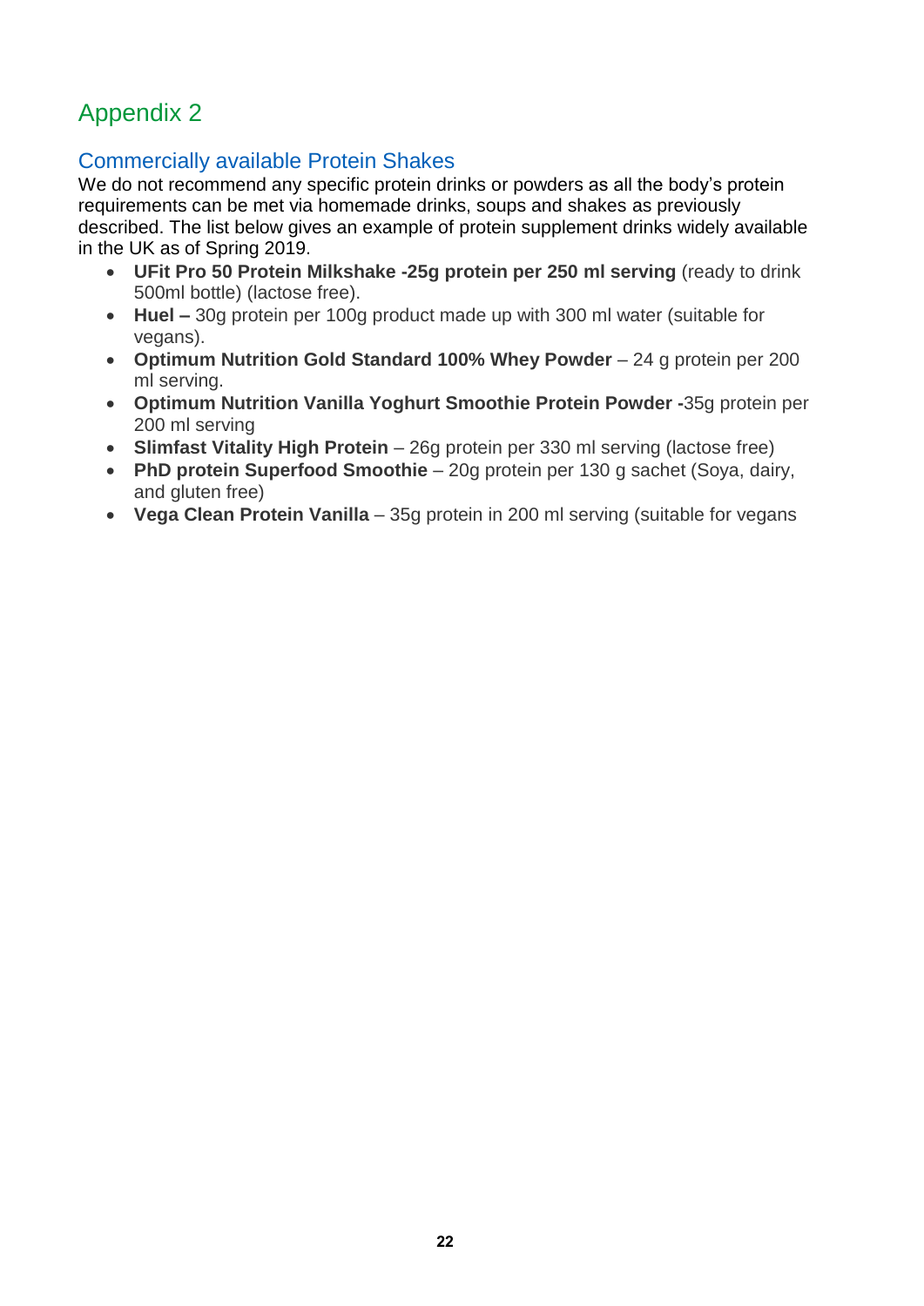# Appendix 2

## Commercially available Protein Shakes

We do not recommend any specific protein drinks or powders as all the body's protein requirements can be met via homemade drinks, soups and shakes as previously described. The list below gives an example of protein supplement drinks widely available in the UK as of Spring 2019.

- **UFit Pro 50 Protein Milkshake -25g protein per 250 ml serving** (ready to drink 500ml bottle) (lactose free).
- **Huel –** 30g protein per 100g product made up with 300 ml water (suitable for vegans).
- **Optimum Nutrition Gold Standard 100% Whey Powder** – 24 g protein per 200 ml serving.
- **Optimum Nutrition Vanilla Yoghurt Smoothie Protein Powder -**35g protein per 200 ml serving
- **Slimfast Vitality High Protein** – 26g protein per 330 ml serving (lactose free)
- **PhD protein Superfood Smoothie** – 20g protein per 130 g sachet (Soya, dairy, and gluten free)
- **Vega Clean Protein Vanilla** – 35g protein in 200 ml serving (suitable for vegans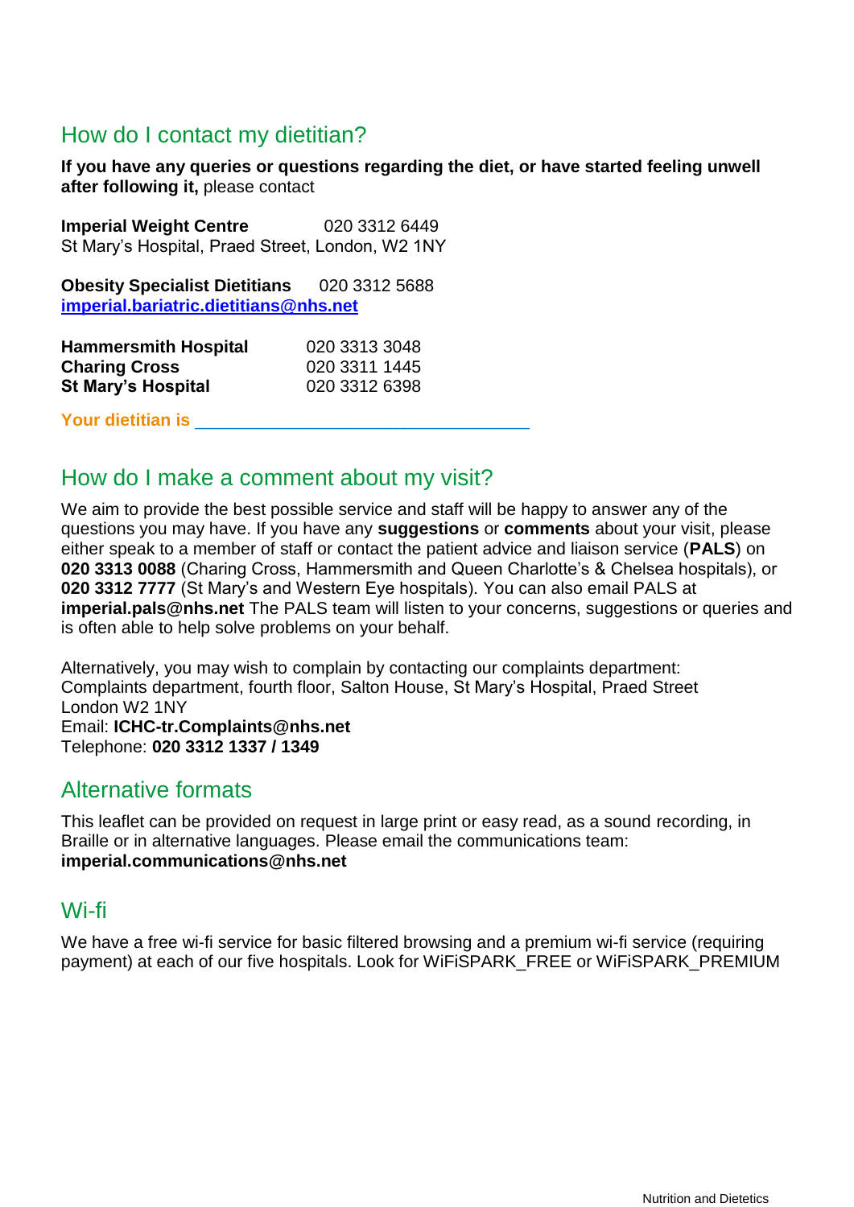## How do I contact my dietitian?

**If you have any queries or questions regarding the diet, or have started feeling unwell after following it,** please contact

**Imperial Weight Centre** 020 3312 6449
St Mary's Hospital, Praed Street, London, W2 1NY

**Obesity Specialist Dietitians** 020 3312 5688
**imperial.bariatric.dietitians@nhs.net**

| | |
|---|---|
| **Hammersmith Hospital** | 020 3313 3048 |
| **Charing Cross** | 020 3311 1445 |
| **St Mary's Hospital** | 020 3312 6398 |

**Your dietitian is** ________________________________

## How do I make a comment about my visit?

We aim to provide the best possible service and staff will be happy to answer any of the questions you may have. If you have any **suggestions** or **comments** about your visit, please either speak to a member of staff or contact the patient advice and liaison service (**PALS**) on **020 3313 0088** (Charing Cross, Hammersmith and Queen Charlotte's & Chelsea hospitals), or **020 3312 7777** (St Mary's and Western Eye hospitals). You can also email PALS at **imperial.pals@nhs.net** The PALS team will listen to your concerns, suggestions or queries and is often able to help solve problems on your behalf.

Alternatively, you may wish to complain by contacting our complaints department:
Complaints department, fourth floor, Salton House, St Mary's Hospital, Praed Street
London W2 1NY
Email: **ICHC-tr.Complaints@nhs.net**
Telephone: **020 3312 1337 / 1349**

## Alternative formats

This leaflet can be provided on request in large print or easy read, as a sound recording, in Braille or in alternative languages. Please email the communications team:
**imperial.communications@nhs.net**

## Wi-fi

We have a free wi-fi service for basic filtered browsing and a premium wi-fi service (requiring payment) at each of our five hospitals. Look for WiFiSPARK_FREE or WiFiSPARK_PREMIUM